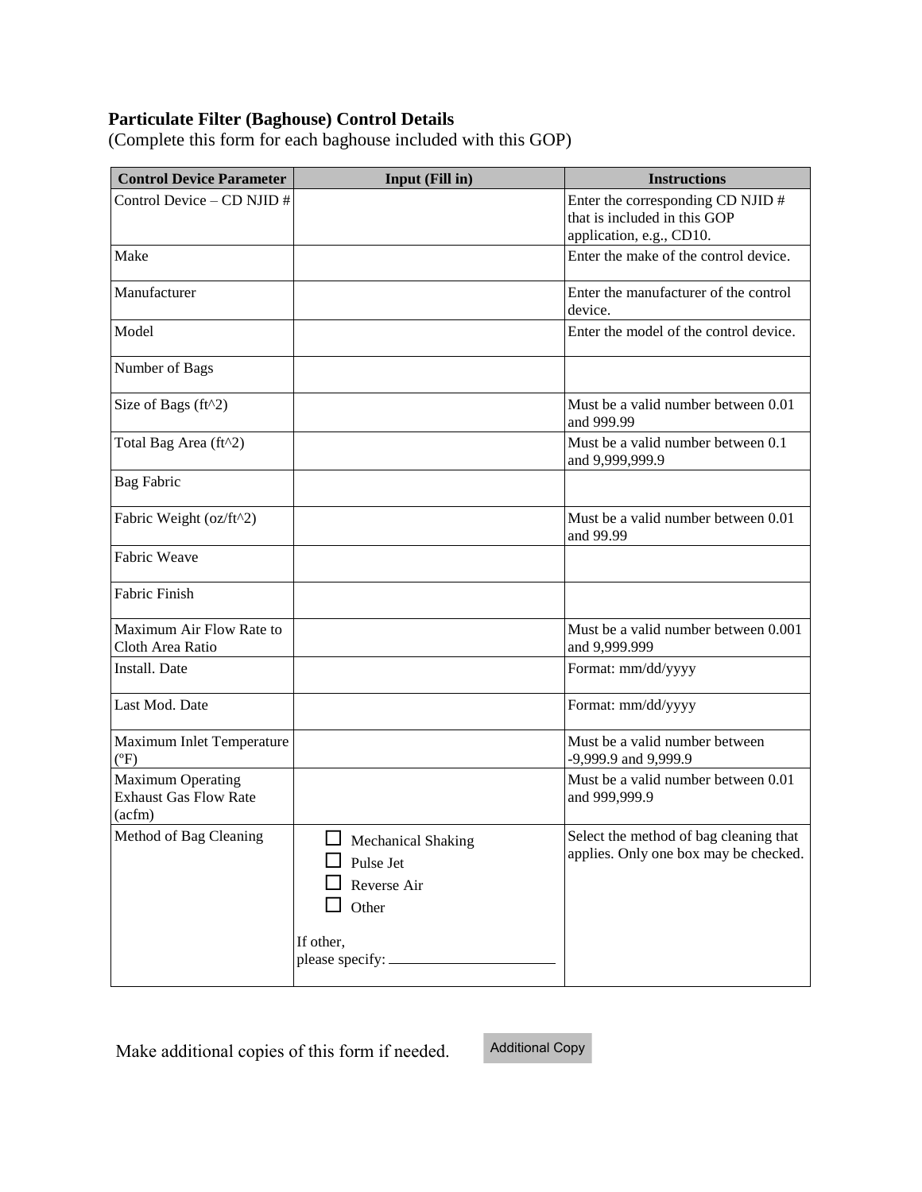**Particulate Filter (Baghouse) Control Details**
(Complete this form for each baghouse included with this GOP)

| Control Device Parameter | Input (Fill in) | Instructions |
|---|---|---|
| Control Device – CD NJID # | | Enter the corresponding CD NJID # that is included in this GOP application, e.g., CD10. |
| Make | | Enter the make of the control device. |
| Manufacturer | | Enter the manufacturer of the control device. |
| Model | | Enter the model of the control device. |
| Number of Bags | | |
| Size of Bags (ft^2) | | Must be a valid number between 0.01 and 999.99 |
| Total Bag Area (ft^2) | | Must be a valid number between 0.1 and 9,999,999.9 |
| Bag Fabric | | |
| Fabric Weight (oz/ft^2) | | Must be a valid number between 0.01 and 99.99 |
| Fabric Weave | | |
| Fabric Finish | | |
| Maximum Air Flow Rate to Cloth Area Ratio | | Must be a valid number between 0.001 and 9,999.999 |
| Install. Date | | Format: mm/dd/yyyy |
| Last Mod. Date | | Format: mm/dd/yyyy |
| Maximum Inlet Temperature (°F) | | Must be a valid number between -9,999.9 and 9,999.9 |
| Maximum Operating Exhaust Gas Flow Rate (acfm) | | Must be a valid number between 0.01 and 999,999.9 |
| Method of Bag Cleaning | ☐ Mechanical Shaking<br>☐ Pulse Jet<br>☐ Reverse Air<br>☐ Other<br><br>If other, please specify: ____________ | Select the method of bag cleaning that applies. Only one box may be checked. |

Make additional copies of this form if needed. Additional Copy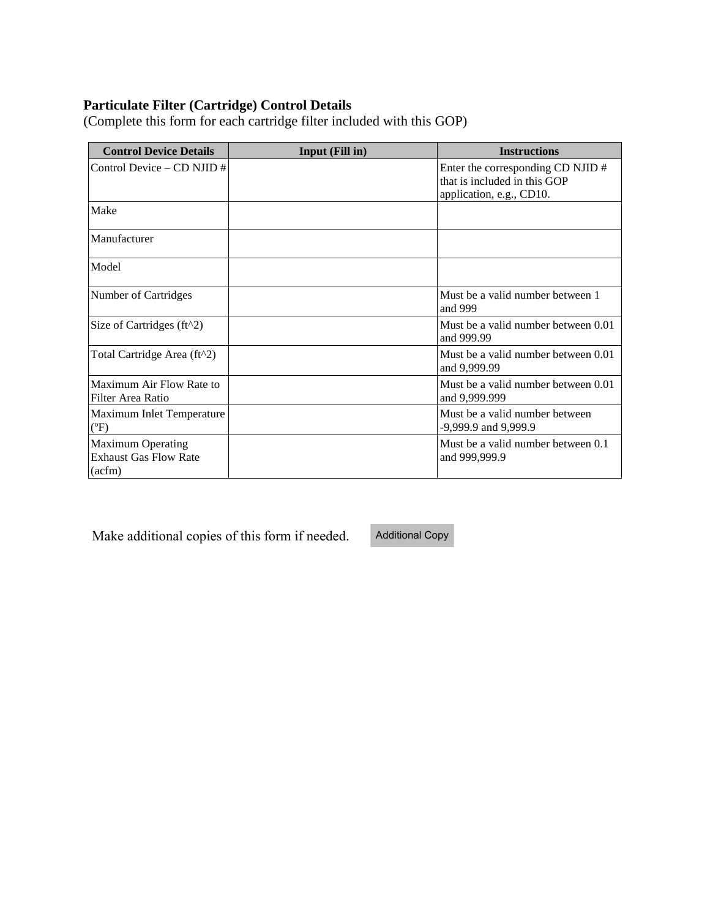**Particulate Filter (Cartridge) Control Details**
(Complete this form for each cartridge filter included with this GOP)

| Control Device Details | Input (Fill in) | Instructions |
|---|---|---|
| Control Device – CD NJID # | | Enter the corresponding CD NJID # that is included in this GOP application, e.g., CD10. |
| Make | | |
| Manufacturer | | |
| Model | | |
| Number of Cartridges | | Must be a valid number between 1 and 999 |
| Size of Cartridges (ft^2) | | Must be a valid number between 0.01 and 999.99 |
| Total Cartridge Area (ft^2) | | Must be a valid number between 0.01 and 9,999.99 |
| Maximum Air Flow Rate to Filter Area Ratio | | Must be a valid number between 0.01 and 9,999.999 |
| Maximum Inlet Temperature (ºF) | | Must be a valid number between -9,999.9 and 9,999.9 |
| Maximum Operating Exhaust Gas Flow Rate (acfm) | | Must be a valid number between 0.1 and 999,999.9 |

Make additional copies of this form if needed. Additional Copy